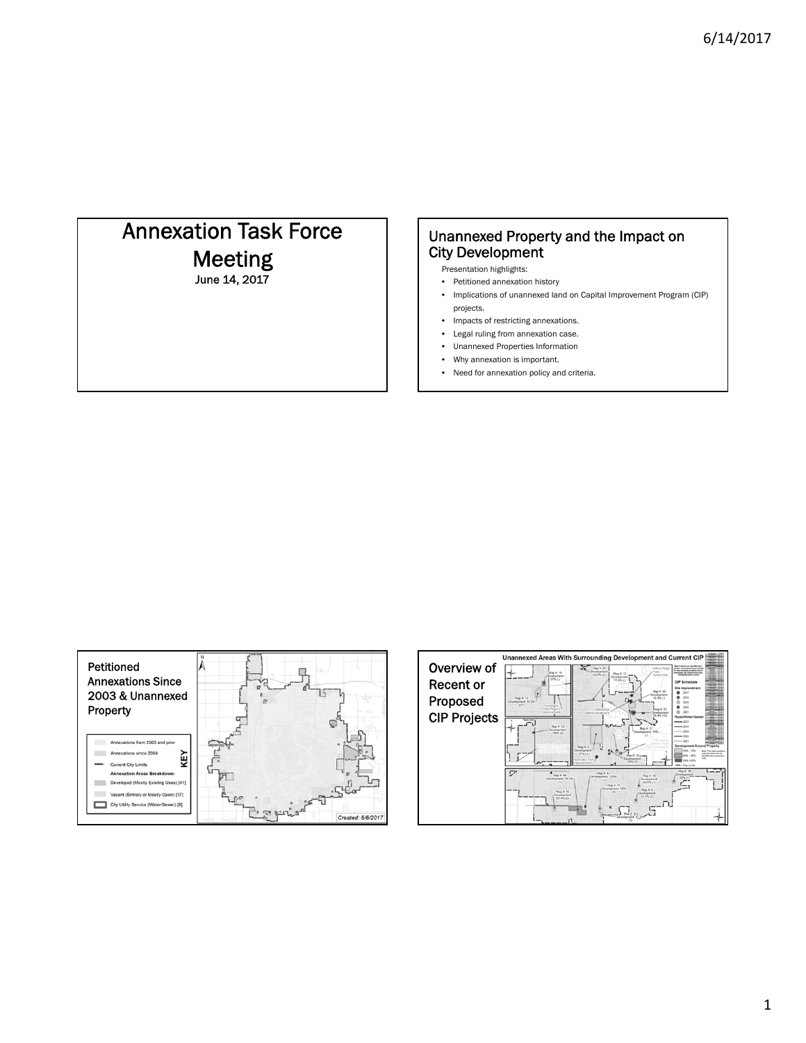# Annexation Task Force Meeting

June 14, 2017

## Unannexed Property and the Impact on City Development

Presentation highlights:

- Petitioned annexation history
- Implications of unannexed land on Capital Improvement Program (CIP) projects.
- Impacts of restricting annexations.
- Legal ruling from annexation case.
- Unannexed Properties Information
- Why annexation is important.
- Need for annexation policy and criteria.

## Petitioned Annexations Since 2003 & Unannexed Property

KEY

- Annexations from 2003 and prior
- Annexations since 2004
- Current City Limits
- **Annexation Areas Breakdown:**
- Developed (Mostly Existing Uses) [41]
- Vacant (Entirely or Mostly Open) [17]
- City Utility Service (Water/Sewer) [6]

*Created: 6/6/2017*

## Overview of Recent or Proposed CIP Projects

Unannexed Areas With Surrounding Development and Current CIP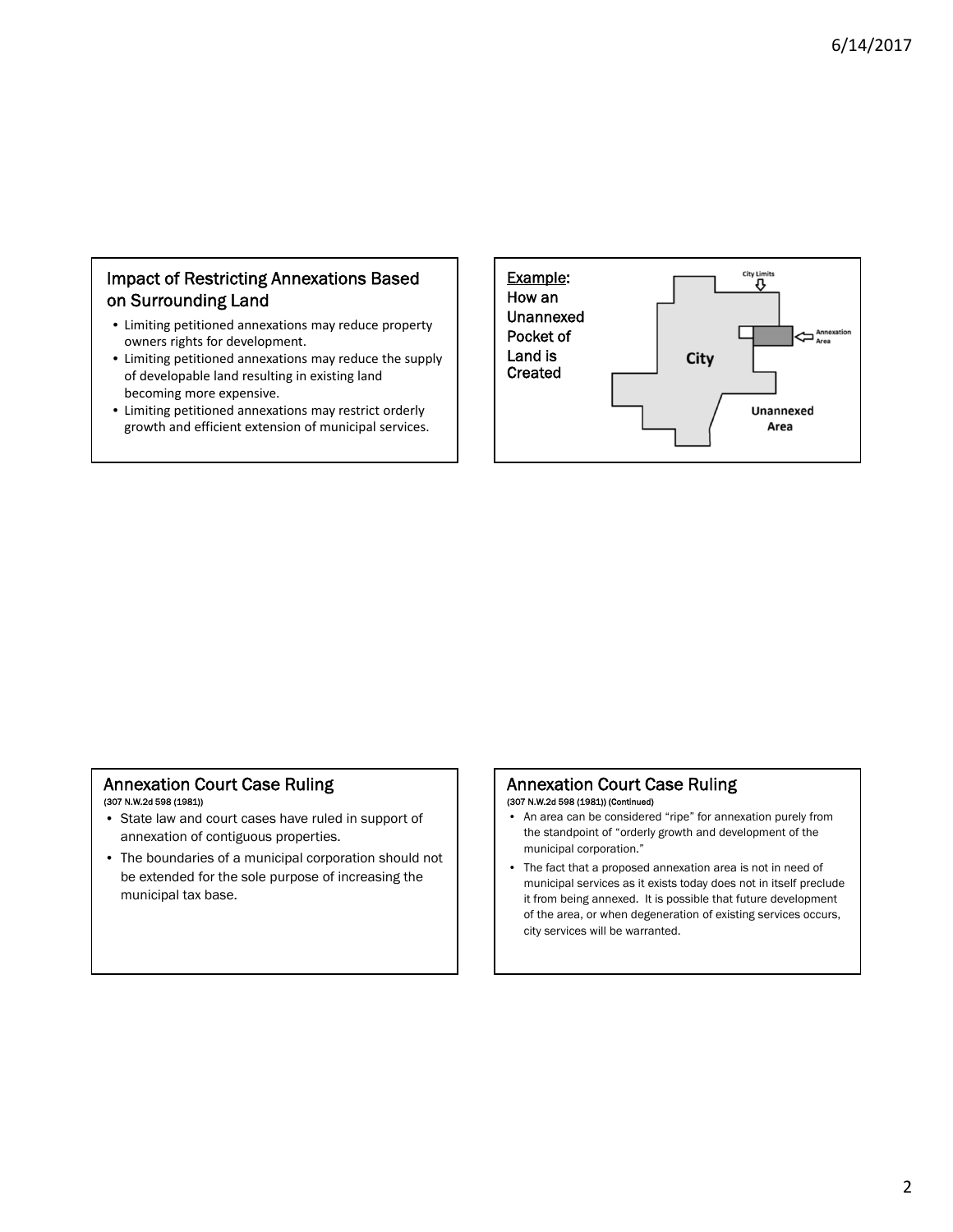## Impact of Restricting Annexations Based on Surrounding Land

- Limiting petitioned annexations may reduce property owners rights for development.
- Limiting petitioned annexations may reduce the supply of developable land resulting in existing land becoming more expensive.
- Limiting petitioned annexations may restrict orderly growth and efficient extension of municipal services.

## Example: How an Unannexed Pocket of Land is Created

City Limits

Annexation Area

City

Unannexed Area

## Annexation Court Case Ruling

(307 N.W.2d 598 (1981))

- State law and court cases have ruled in support of annexation of contiguous properties.
- The boundaries of a municipal corporation should not be extended for the sole purpose of increasing the municipal tax base.

## Annexation Court Case Ruling

(307 N.W.2d 598 (1981)) (Continued)

- An area can be considered "ripe" for annexation purely from the standpoint of "orderly growth and development of the municipal corporation."
- The fact that a proposed annexation area is not in need of municipal services as it exists today does not in itself preclude it from being annexed. It is possible that future development of the area, or when degeneration of existing services occurs, city services will be warranted.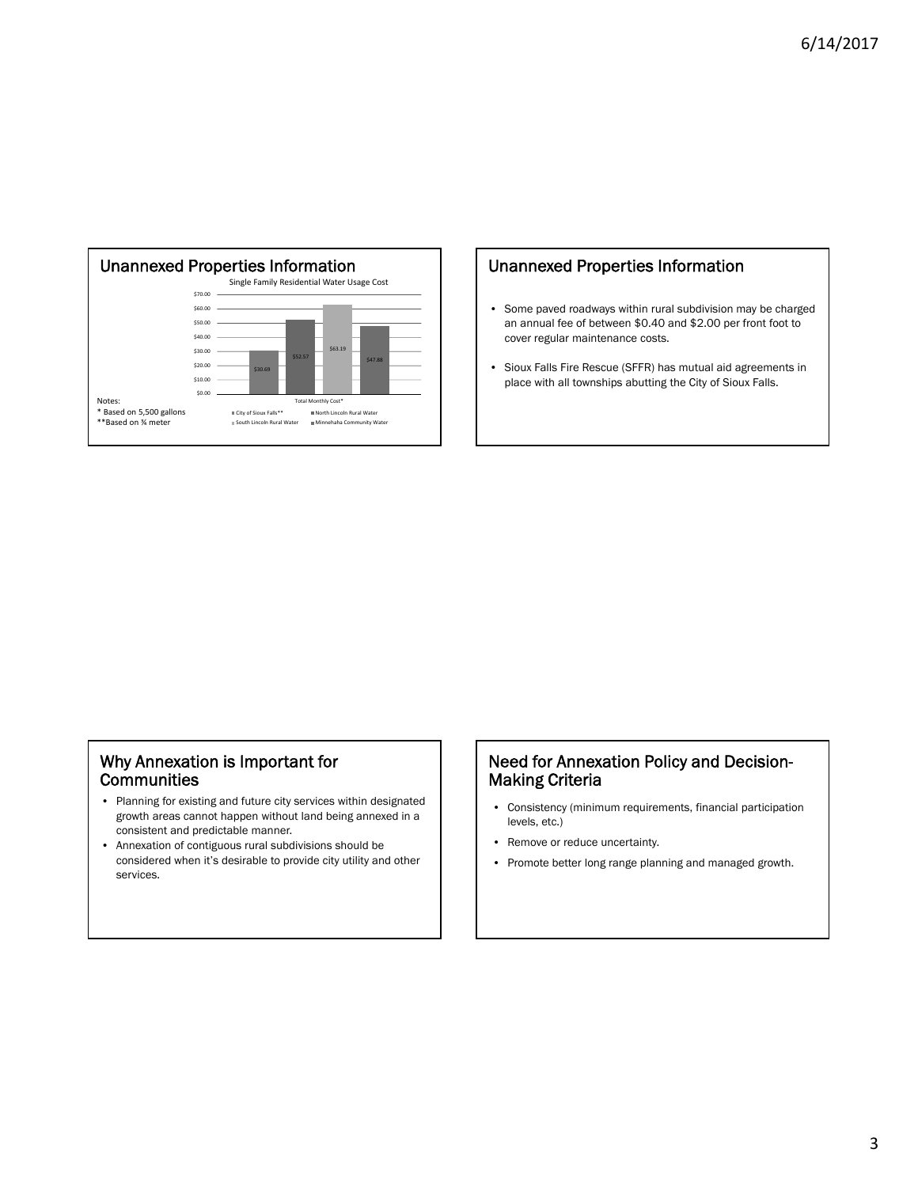## Unannexed Properties Information

Single Family Residential Water Usage Cost

| | Total Monthly Cost* |
|---|---|
| City of Sioux Falls** | $30.69 |
| North Lincoln Rural Water | $52.57 |
| South Lincoln Rural Water | $63.19 |
| Minnehaha Community Water | $47.88 |

Notes:
* Based on 5,500 gallons
**Based on ¾ meter

## Unannexed Properties Information

- Some paved roadways within rural subdivision may be charged an annual fee of between $0.40 and $2.00 per front foot to cover regular maintenance costs.
- Sioux Falls Fire Rescue (SFFR) has mutual aid agreements in place with all townships abutting the City of Sioux Falls.

## Why Annexation is Important for Communities

- Planning for existing and future city services within designated growth areas cannot happen without land being annexed in a consistent and predictable manner.
- Annexation of contiguous rural subdivisions should be considered when it's desirable to provide city utility and other services.

## Need for Annexation Policy and Decision-Making Criteria

- Consistency (minimum requirements, financial participation levels, etc.)
- Remove or reduce uncertainty.
- Promote better long range planning and managed growth.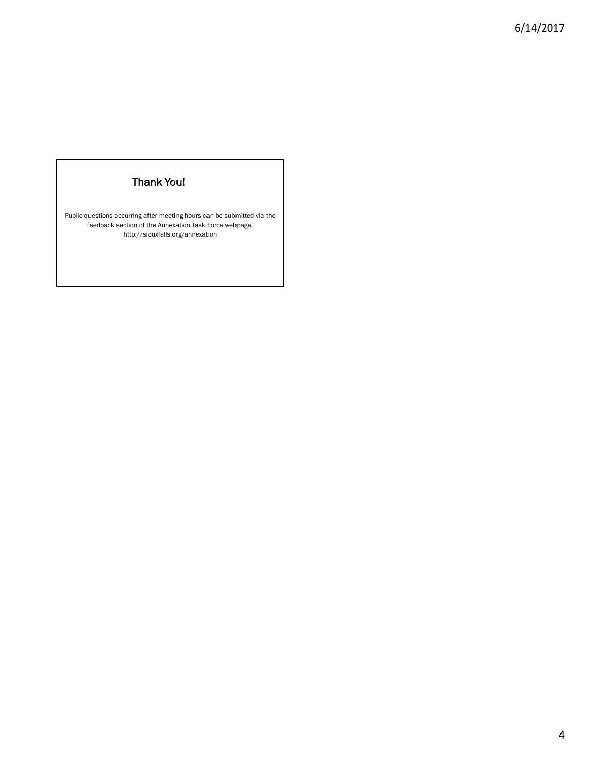## Thank You!

Public questions occurring after meeting hours can be submitted via the feedback section of the Annexation Task Force webpage.
http://siouxfalls.org/annexation